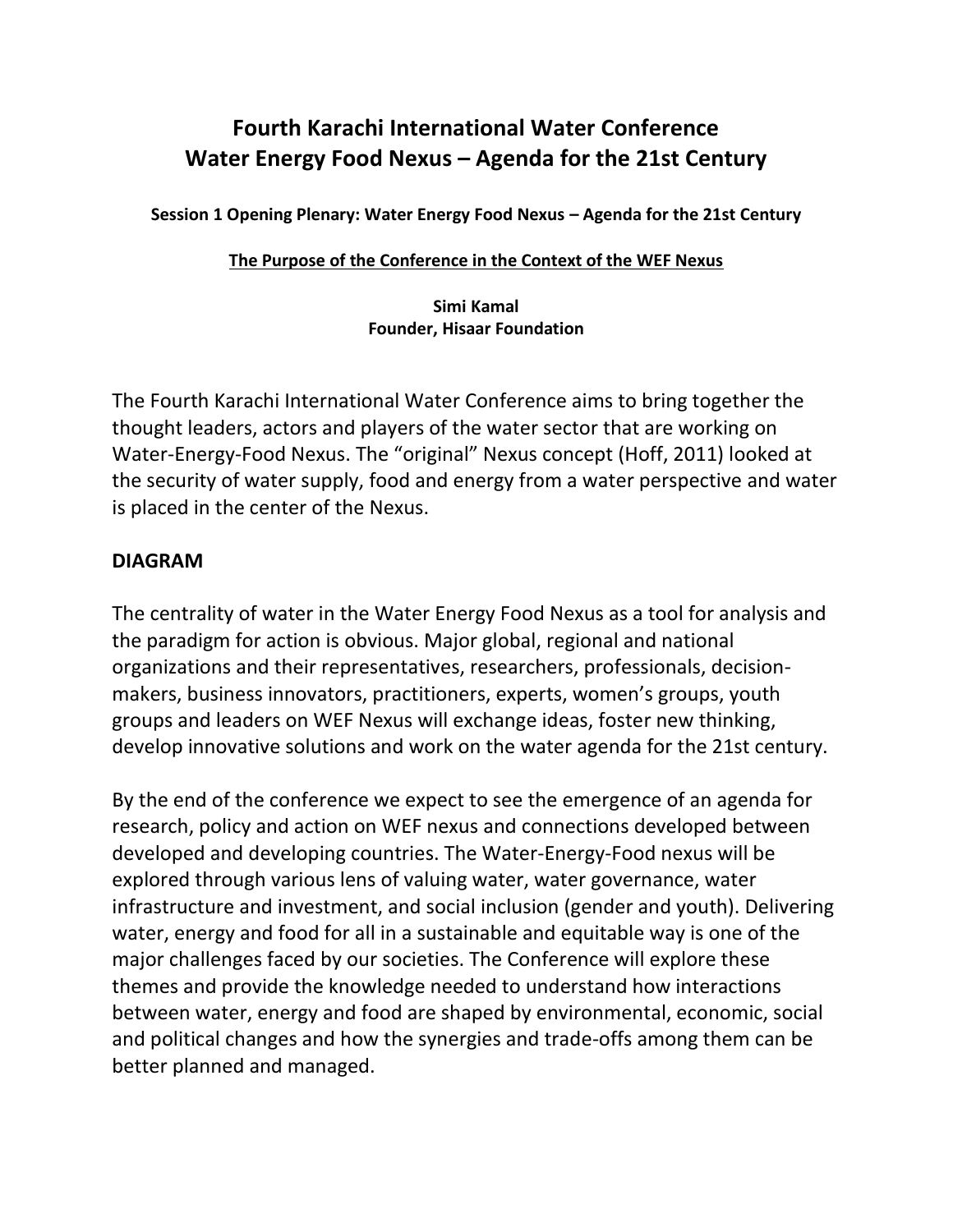# Fourth Karachi International Water Conference
# Water Energy Food Nexus – Agenda for the 21st Century

**Session 1 Opening Plenary: Water Energy Food Nexus – Agenda for the 21st Century**

**<u>The Purpose of the Conference in the Context of the WEF Nexus</u>**

**Simi Kamal**
**Founder, Hisaar Foundation**

The Fourth Karachi International Water Conference aims to bring together the thought leaders, actors and players of the water sector that are working on Water-Energy-Food Nexus. The "original" Nexus concept (Hoff, 2011) looked at the security of water supply, food and energy from a water perspective and water is placed in the center of the Nexus.

## DIAGRAM

The centrality of water in the Water Energy Food Nexus as a tool for analysis and the paradigm for action is obvious. Major global, regional and national organizations and their representatives, researchers, professionals, decision-makers, business innovators, practitioners, experts, women's groups, youth groups and leaders on WEF Nexus will exchange ideas, foster new thinking, develop innovative solutions and work on the water agenda for the 21st century.

By the end of the conference we expect to see the emergence of an agenda for research, policy and action on WEF nexus and connections developed between developed and developing countries. The Water-Energy-Food nexus will be explored through various lens of valuing water, water governance, water infrastructure and investment, and social inclusion (gender and youth). Delivering water, energy and food for all in a sustainable and equitable way is one of the major challenges faced by our societies. The Conference will explore these themes and provide the knowledge needed to understand how interactions between water, energy and food are shaped by environmental, economic, social and political changes and how the synergies and trade-offs among them can be better planned and managed.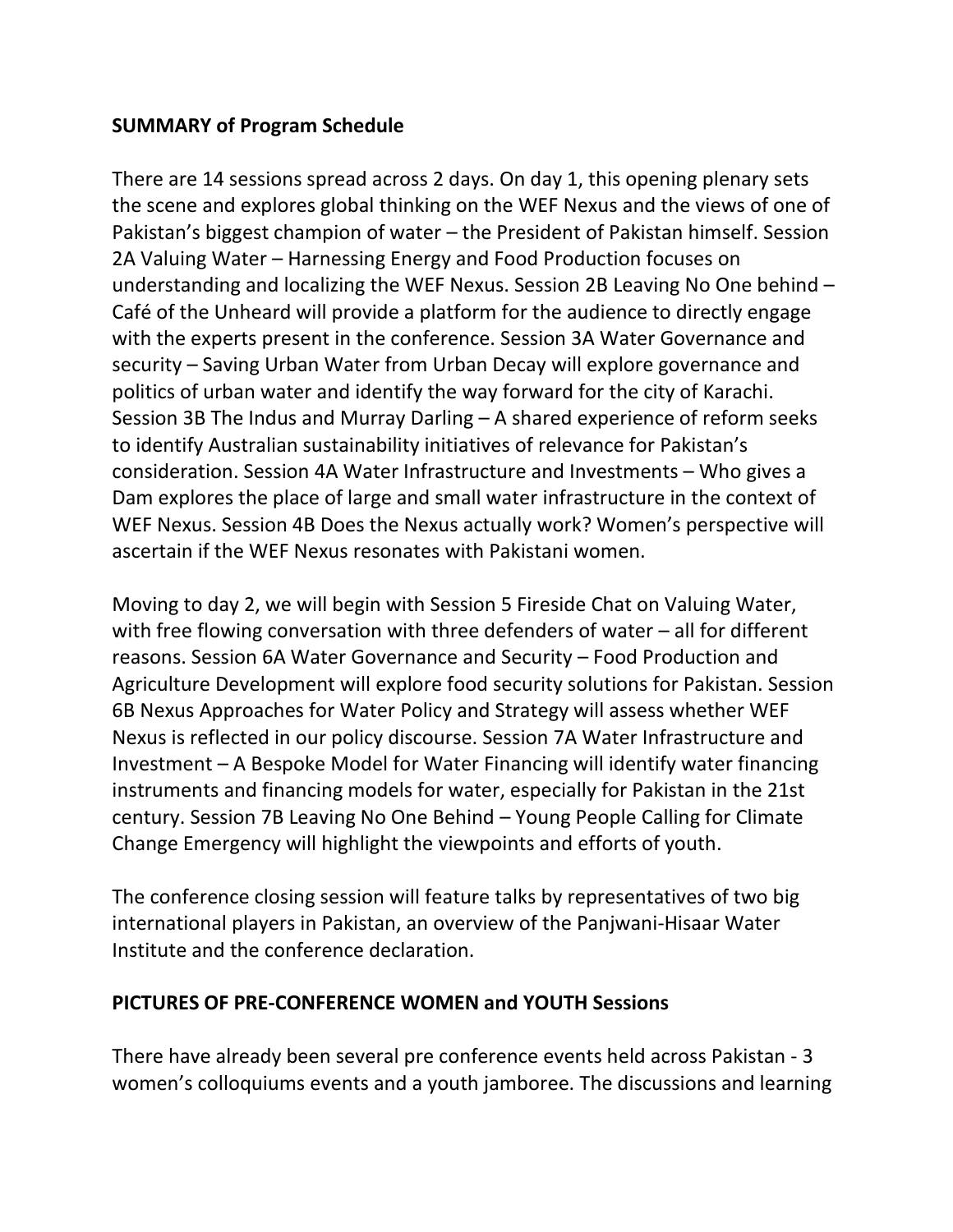**SUMMARY of Program Schedule**

There are 14 sessions spread across 2 days. On day 1, this opening plenary sets the scene and explores global thinking on the WEF Nexus and the views of one of Pakistan's biggest champion of water – the President of Pakistan himself. Session 2A Valuing Water – Harnessing Energy and Food Production focuses on understanding and localizing the WEF Nexus. Session 2B Leaving No One behind – Café of the Unheard will provide a platform for the audience to directly engage with the experts present in the conference. Session 3A Water Governance and security – Saving Urban Water from Urban Decay will explore governance and politics of urban water and identify the way forward for the city of Karachi. Session 3B The Indus and Murray Darling – A shared experience of reform seeks to identify Australian sustainability initiatives of relevance for Pakistan's consideration. Session 4A Water Infrastructure and Investments – Who gives a Dam explores the place of large and small water infrastructure in the context of WEF Nexus. Session 4B Does the Nexus actually work? Women's perspective will ascertain if the WEF Nexus resonates with Pakistani women.

Moving to day 2, we will begin with Session 5 Fireside Chat on Valuing Water, with free flowing conversation with three defenders of water – all for different reasons. Session 6A Water Governance and Security – Food Production and Agriculture Development will explore food security solutions for Pakistan. Session 6B Nexus Approaches for Water Policy and Strategy will assess whether WEF Nexus is reflected in our policy discourse. Session 7A Water Infrastructure and Investment – A Bespoke Model for Water Financing will identify water financing instruments and financing models for water, especially for Pakistan in the 21st century. Session 7B Leaving No One Behind – Young People Calling for Climate Change Emergency will highlight the viewpoints and efforts of youth.

The conference closing session will feature talks by representatives of two big international players in Pakistan, an overview of the Panjwani-Hisaar Water Institute and the conference declaration.

**PICTURES OF PRE-CONFERENCE WOMEN and YOUTH Sessions**

There have already been several pre conference events held across Pakistan - 3 women's colloquiums events and a youth jamboree. The discussions and learning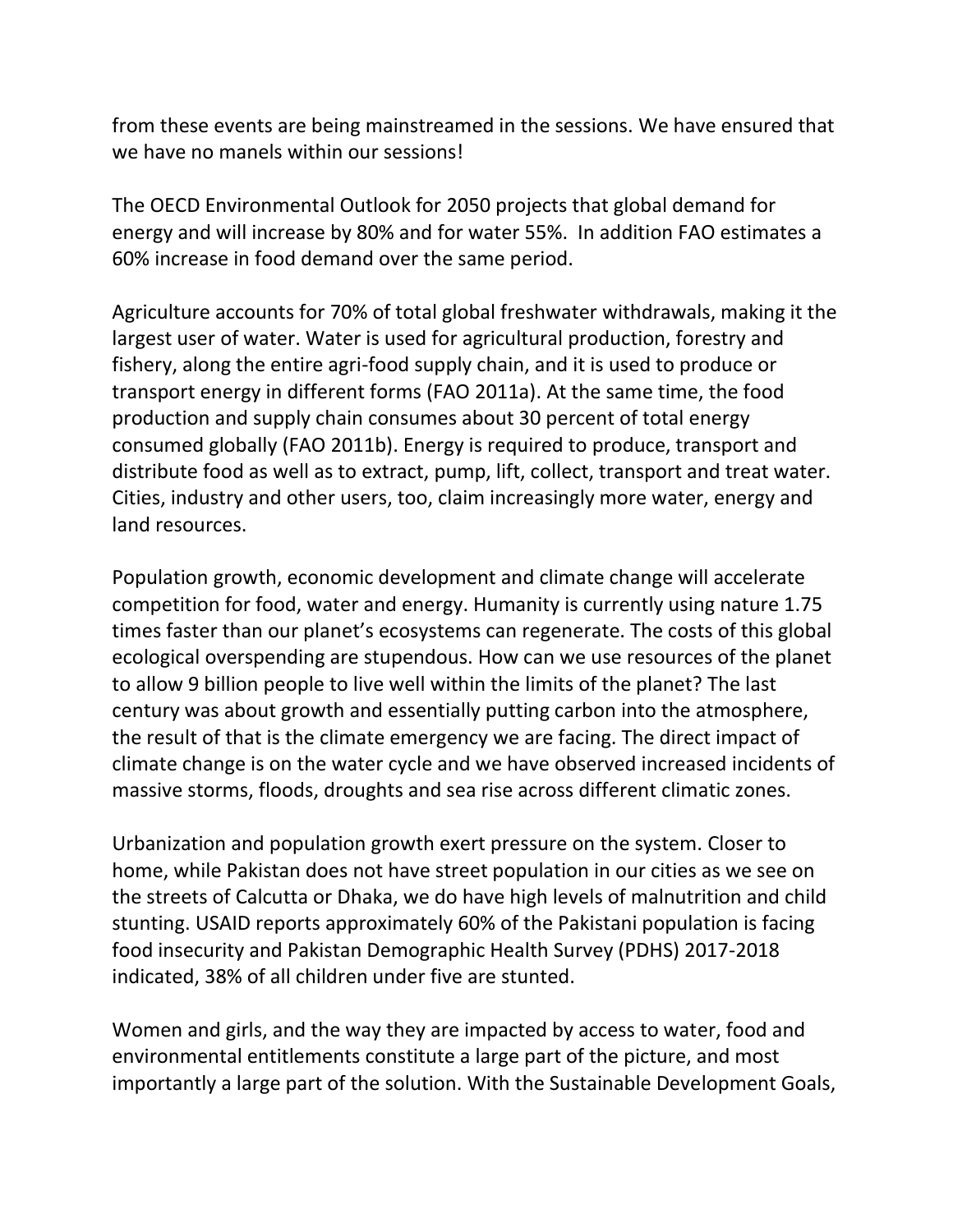from these events are being mainstreamed in the sessions. We have ensured that we have no manels within our sessions!

The OECD Environmental Outlook for 2050 projects that global demand for energy and will increase by 80% and for water 55%.  In addition FAO estimates a 60% increase in food demand over the same period.

Agriculture accounts for 70% of total global freshwater withdrawals, making it the largest user of water. Water is used for agricultural production, forestry and fishery, along the entire agri-food supply chain, and it is used to produce or transport energy in different forms (FAO 2011a). At the same time, the food production and supply chain consumes about 30 percent of total energy consumed globally (FAO 2011b). Energy is required to produce, transport and distribute food as well as to extract, pump, lift, collect, transport and treat water. Cities, industry and other users, too, claim increasingly more water, energy and land resources.

Population growth, economic development and climate change will accelerate competition for food, water and energy. Humanity is currently using nature 1.75 times faster than our planet's ecosystems can regenerate. The costs of this global ecological overspending are stupendous. How can we use resources of the planet to allow 9 billion people to live well within the limits of the planet? The last century was about growth and essentially putting carbon into the atmosphere, the result of that is the climate emergency we are facing. The direct impact of climate change is on the water cycle and we have observed increased incidents of massive storms, floods, droughts and sea rise across different climatic zones.

Urbanization and population growth exert pressure on the system. Closer to home, while Pakistan does not have street population in our cities as we see on the streets of Calcutta or Dhaka, we do have high levels of malnutrition and child stunting. USAID reports approximately 60% of the Pakistani population is facing food insecurity and Pakistan Demographic Health Survey (PDHS) 2017-2018 indicated, 38% of all children under five are stunted.

Women and girls, and the way they are impacted by access to water, food and environmental entitlements constitute a large part of the picture, and most importantly a large part of the solution. With the Sustainable Development Goals,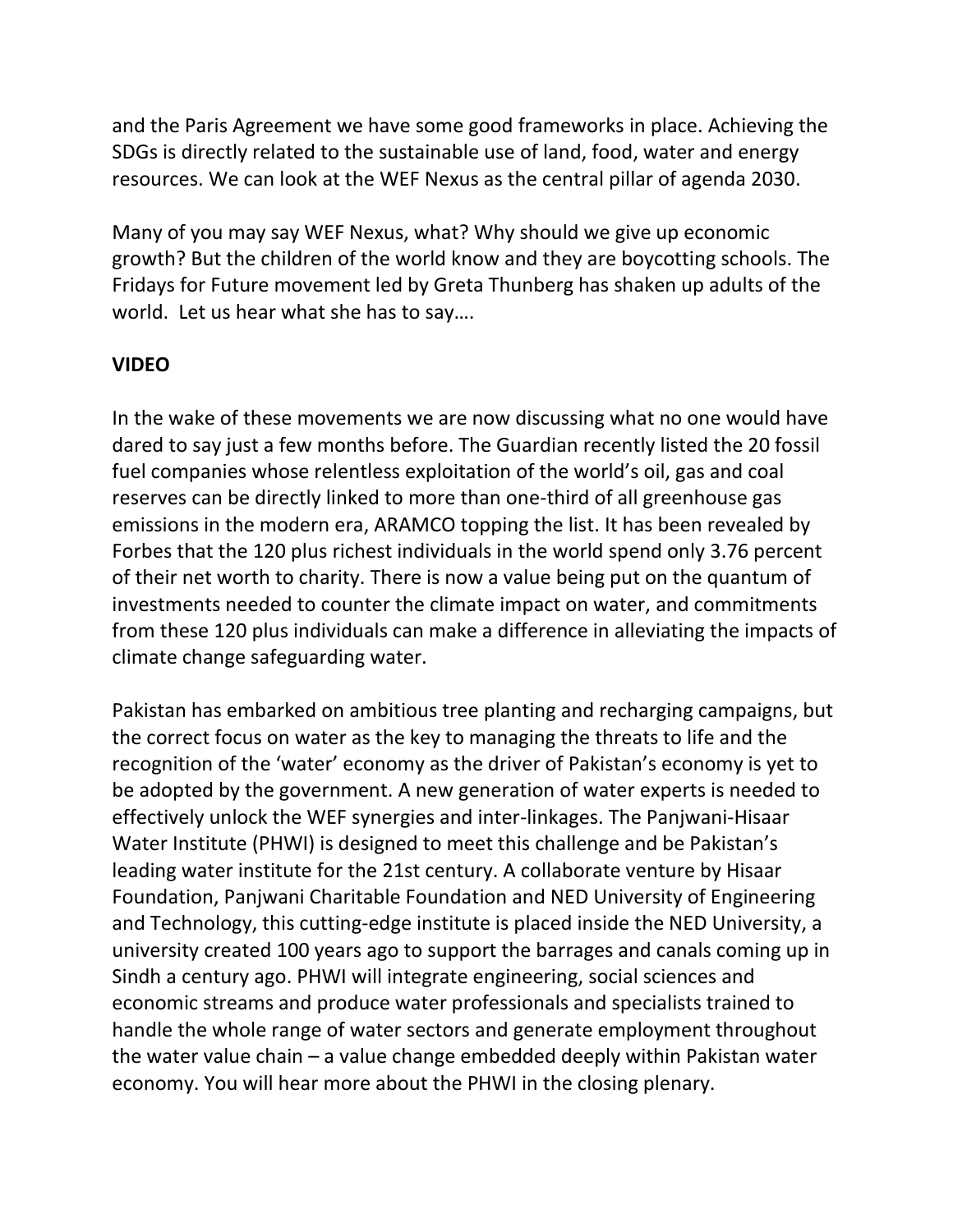and the Paris Agreement we have some good frameworks in place. Achieving the SDGs is directly related to the sustainable use of land, food, water and energy resources. We can look at the WEF Nexus as the central pillar of agenda 2030.

Many of you may say WEF Nexus, what? Why should we give up economic growth? But the children of the world know and they are boycotting schools. The Fridays for Future movement led by Greta Thunberg has shaken up adults of the world. Let us hear what she has to say….

**VIDEO**

In the wake of these movements we are now discussing what no one would have dared to say just a few months before. The Guardian recently listed the 20 fossil fuel companies whose relentless exploitation of the world's oil, gas and coal reserves can be directly linked to more than one-third of all greenhouse gas emissions in the modern era, ARAMCO topping the list. It has been revealed by Forbes that the 120 plus richest individuals in the world spend only 3.76 percent of their net worth to charity. There is now a value being put on the quantum of investments needed to counter the climate impact on water, and commitments from these 120 plus individuals can make a difference in alleviating the impacts of climate change safeguarding water.

Pakistan has embarked on ambitious tree planting and recharging campaigns, but the correct focus on water as the key to managing the threats to life and the recognition of the 'water' economy as the driver of Pakistan's economy is yet to be adopted by the government. A new generation of water experts is needed to effectively unlock the WEF synergies and inter-linkages. The Panjwani-Hisaar Water Institute (PHWI) is designed to meet this challenge and be Pakistan's leading water institute for the 21st century. A collaborate venture by Hisaar Foundation, Panjwani Charitable Foundation and NED University of Engineering and Technology, this cutting-edge institute is placed inside the NED University, a university created 100 years ago to support the barrages and canals coming up in Sindh a century ago. PHWI will integrate engineering, social sciences and economic streams and produce water professionals and specialists trained to handle the whole range of water sectors and generate employment throughout the water value chain – a value change embedded deeply within Pakistan water economy. You will hear more about the PHWI in the closing plenary.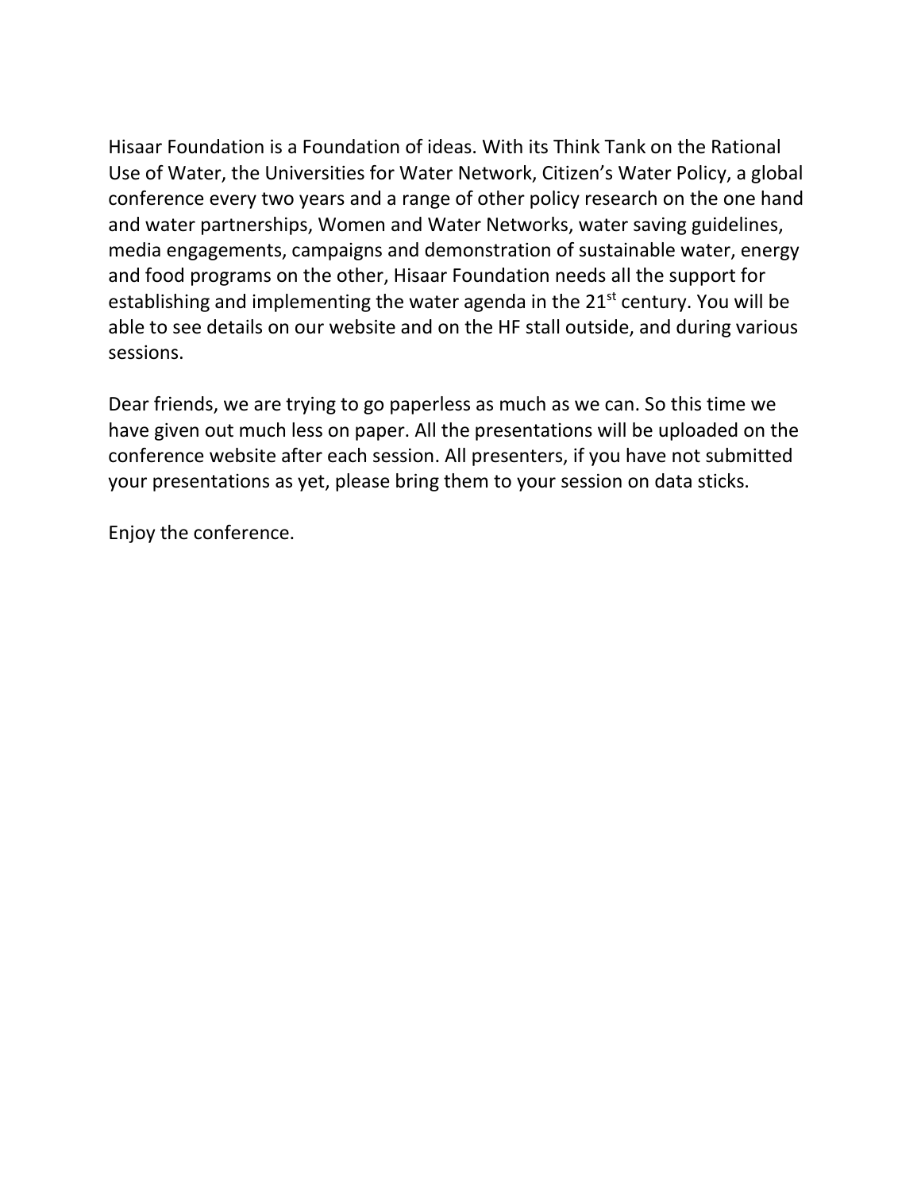Hisaar Foundation is a Foundation of ideas. With its Think Tank on the Rational Use of Water, the Universities for Water Network, Citizen's Water Policy, a global conference every two years and a range of other policy research on the one hand and water partnerships, Women and Water Networks, water saving guidelines, media engagements, campaigns and demonstration of sustainable water, energy and food programs on the other, Hisaar Foundation needs all the support for establishing and implementing the water agenda in the 21$^{st}$ century. You will be able to see details on our website and on the HF stall outside, and during various sessions.

Dear friends, we are trying to go paperless as much as we can. So this time we have given out much less on paper. All the presentations will be uploaded on the conference website after each session. All presenters, if you have not submitted your presentations as yet, please bring them to your session on data sticks.

Enjoy the conference.